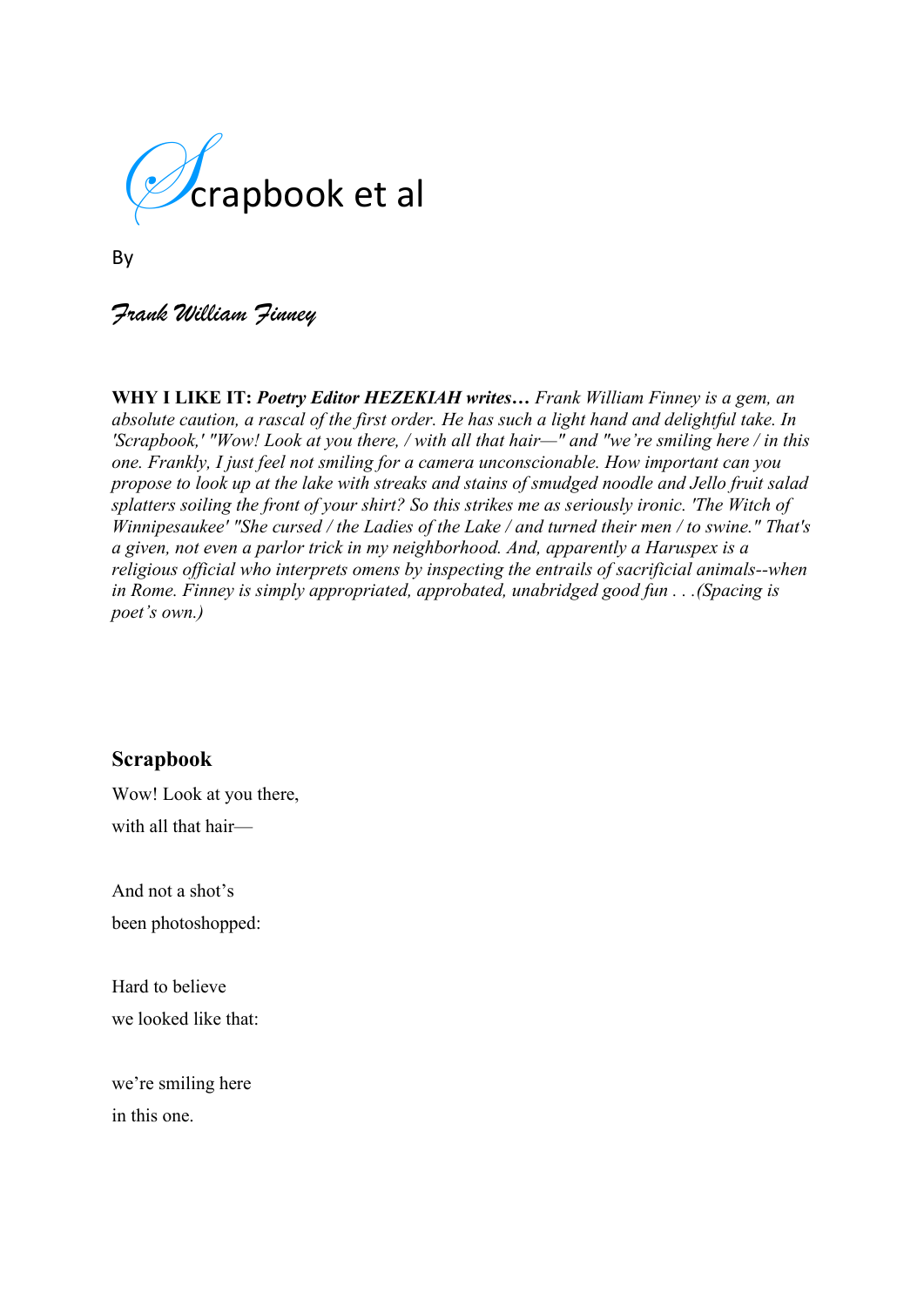# Scrapbook et al

By

*Frank William Finney*

**WHY I LIKE IT:** ***Poetry Editor HEZEKIAH writes…*** *Frank William Finney is a gem, an absolute caution, a rascal of the first order. He has such a light hand and delightful take. In 'Scrapbook,' "Wow! Look at you there, / with all that hair—" and "we're smiling here / in this one. Frankly, I just feel not smiling for a camera unconscionable. How important can you propose to look up at the lake with streaks and stains of smudged noodle and Jello fruit salad splatters soiling the front of your shirt? So this strikes me as seriously ironic. 'The Witch of Winnipesaukee' "She cursed / the Ladies of the Lake / and turned their men / to swine." That's a given, not even a parlor trick in my neighborhood. And, apparently a Haruspex is a religious official who interprets omens by inspecting the entrails of sacrificial animals--when in Rome. Finney is simply appropriated, approbated, unabridged good fun . . .(Spacing is poet's own.)*

## Scrapbook

Wow! Look at you there,

with all that hair—

And not a shot's

been photoshopped:

Hard to believe

we looked like that:

we're smiling here

in this one.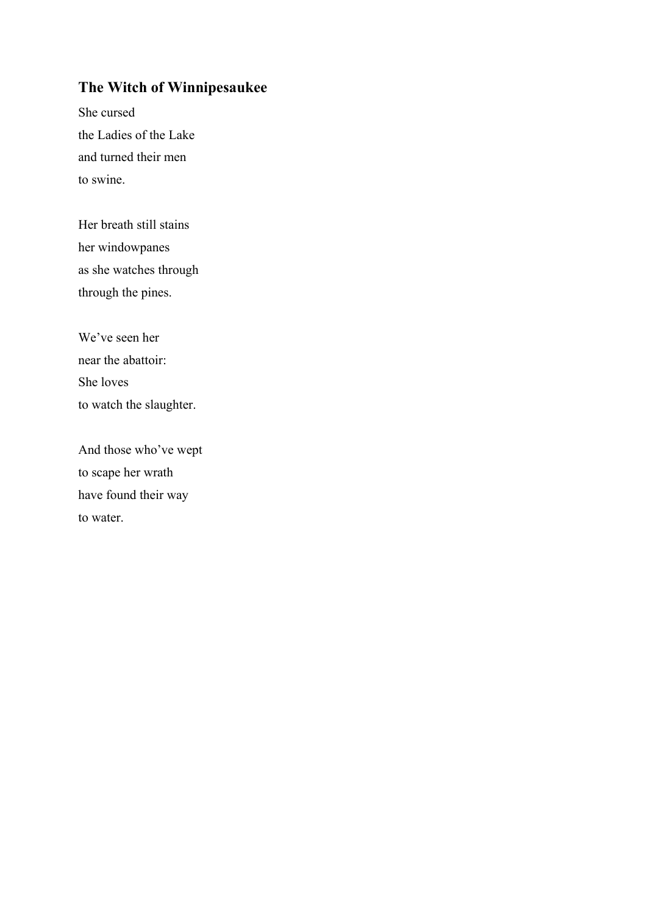## The Witch of Winnipesaukee

She cursed  
the Ladies of the Lake  
and turned their men  
to swine.

Her breath still stains  
her windowpanes  
as she watches through  
through the pines.

We've seen her  
near the abattoir:  
She loves  
to watch the slaughter.

And those who've wept  
to scape her wrath  
have found their way  
to water.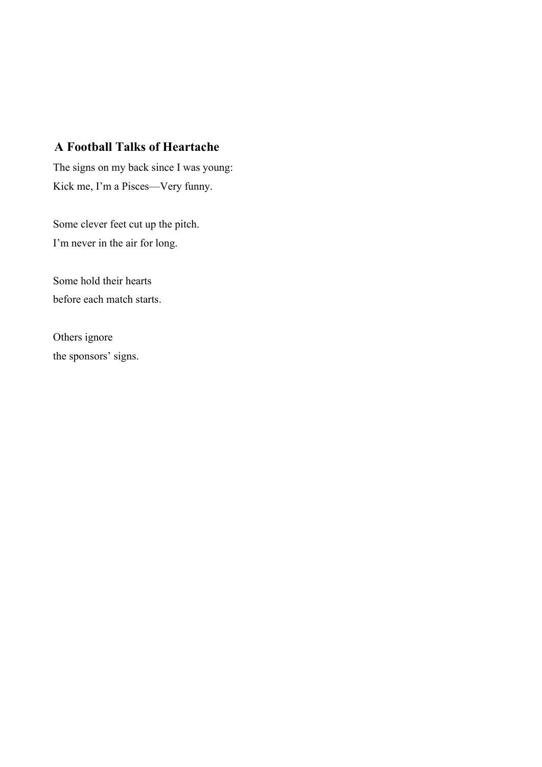## A Football Talks of Heartache

The signs on my back since I was young:
Kick me, I'm a Pisces—Very funny.

Some clever feet cut up the pitch.
I'm never in the air for long.

Some hold their hearts
before each match starts.

Others ignore
the sponsors' signs.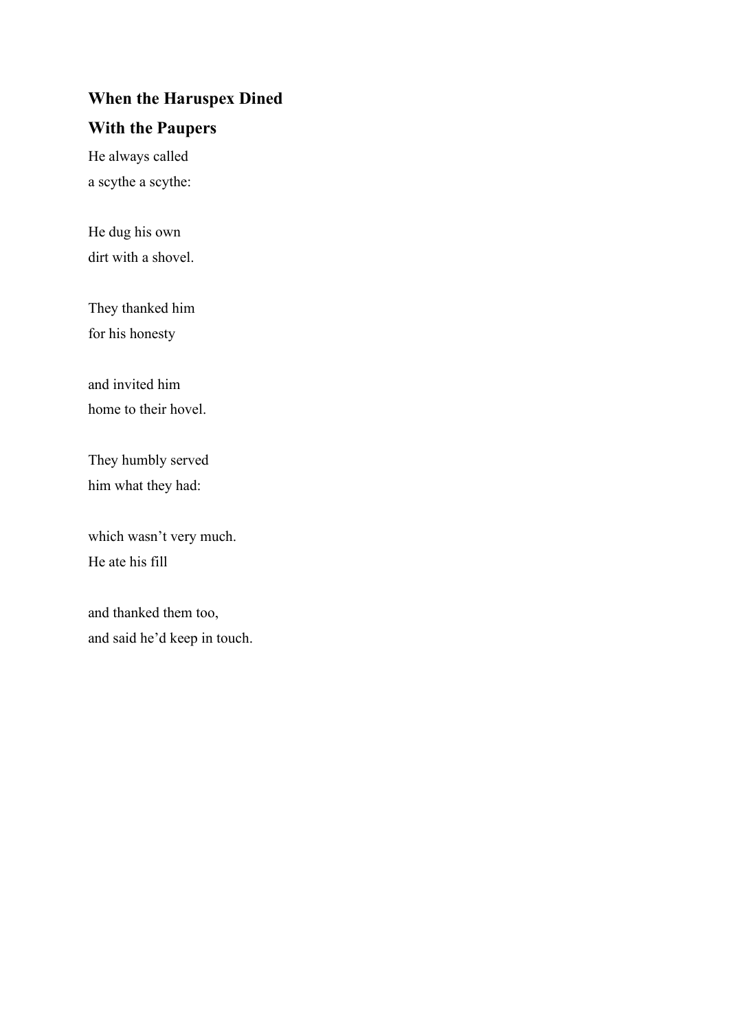**When the Haruspex Dined**

**With the Paupers**

He always called
a scythe a scythe:

He dug his own
dirt with a shovel.

They thanked him
for his honesty

and invited him
home to their hovel.

They humbly served
him what they had:

which wasn’t very much.
He ate his fill

and thanked them too,
and said he’d keep in touch.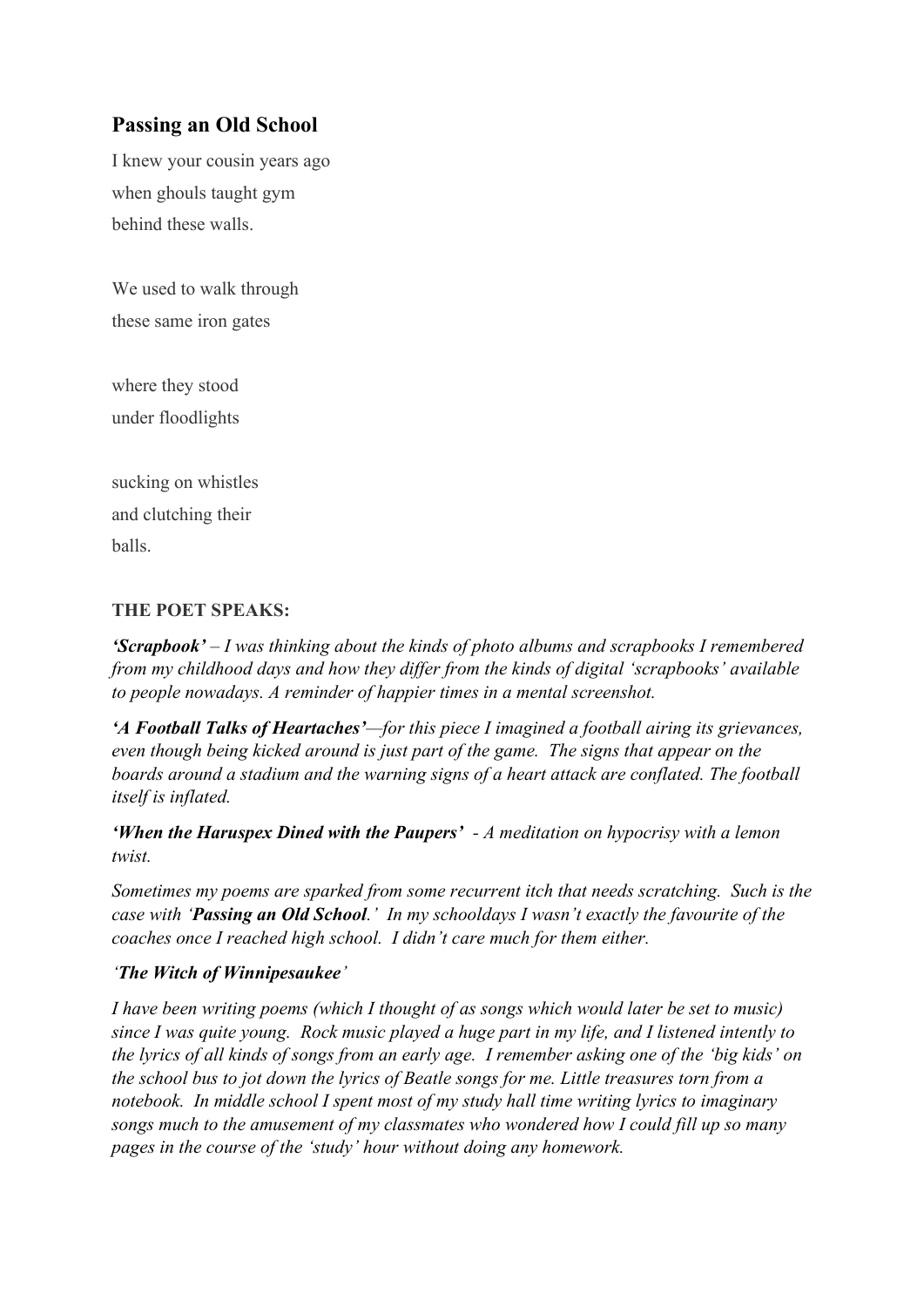## Passing an Old School

I knew your cousin years ago  
when ghouls taught gym  
behind these walls.

We used to walk through  
these same iron gates

where they stood  
under floodlights

sucking on whistles  
and clutching their  
balls.

**THE POET SPEAKS:**

***'Scrapbook'*** *– I was thinking about the kinds of photo albums and scrapbooks I remembered from my childhood days and how they differ from the kinds of digital 'scrapbooks' available to people nowadays. A reminder of happier times in a mental screenshot.*

***'A Football Talks of Heartaches'****—for this piece I imagined a football airing its grievances, even though being kicked around is just part of the game. The signs that appear on the boards around a stadium and the warning signs of a heart attack are conflated. The football itself is inflated.*

***'When the Haruspex Dined with the Paupers'*** *- A meditation on hypocrisy with a lemon twist.*

*Sometimes my poems are sparked from some recurrent itch that needs scratching. Such is the case with '****Passing an Old School****.' In my schooldays I wasn't exactly the favourite of the coaches once I reached high school. I didn't care much for them either.*

*'****The Witch of Winnipesaukee****'*

*I have been writing poems (which I thought of as songs which would later be set to music) since I was quite young. Rock music played a huge part in my life, and I listened intently to the lyrics of all kinds of songs from an early age. I remember asking one of the 'big kids' on the school bus to jot down the lyrics of Beatle songs for me. Little treasures torn from a notebook. In middle school I spent most of my study hall time writing lyrics to imaginary songs much to the amusement of my classmates who wondered how I could fill up so many pages in the course of the 'study' hour without doing any homework.*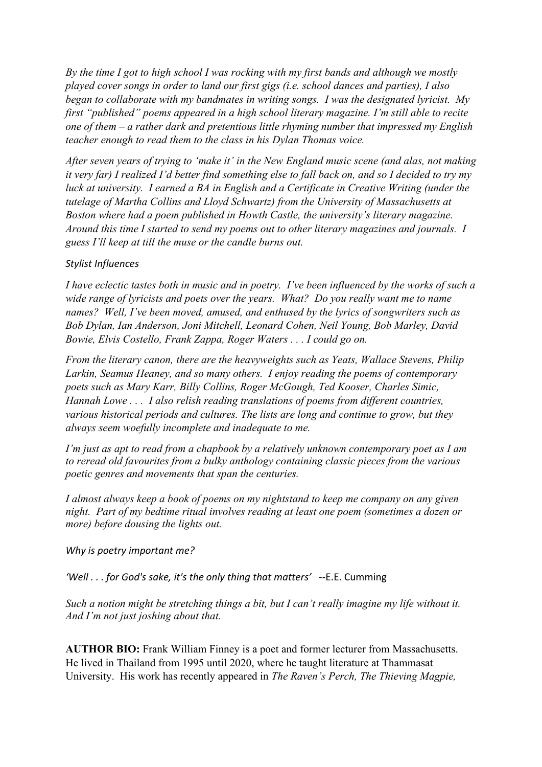*By the time I got to high school I was rocking with my first bands and although we mostly played cover songs in order to land our first gigs (i.e. school dances and parties), I also began to collaborate with my bandmates in writing songs. I was the designated lyricist. My first "published" poems appeared in a high school literary magazine. I'm still able to recite one of them – a rather dark and pretentious little rhyming number that impressed my English teacher enough to read them to the class in his Dylan Thomas voice.*

*After seven years of trying to 'make it' in the New England music scene (and alas, not making it very far) I realized I'd better find something else to fall back on, and so I decided to try my luck at university. I earned a BA in English and a Certificate in Creative Writing (under the tutelage of Martha Collins and Lloyd Schwartz) from the University of Massachusetts at Boston where had a poem published in Howth Castle, the university's literary magazine. Around this time I started to send my poems out to other literary magazines and journals. I guess I'll keep at till the muse or the candle burns out.*

*Stylist Influences*

*I have eclectic tastes both in music and in poetry. I've been influenced by the works of such a wide range of lyricists and poets over the years. What? Do you really want me to name names? Well, I've been moved, amused, and enthused by the lyrics of songwriters such as Bob Dylan, Ian Anderson, Joni Mitchell, Leonard Cohen, Neil Young, Bob Marley, David Bowie, Elvis Costello, Frank Zappa, Roger Waters . . . I could go on.*

*From the literary canon, there are the heavyweights such as Yeats, Wallace Stevens, Philip Larkin, Seamus Heaney, and so many others. I enjoy reading the poems of contemporary poets such as Mary Karr, Billy Collins, Roger McGough, Ted Kooser, Charles Simic, Hannah Lowe . . . I also relish reading translations of poems from different countries, various historical periods and cultures. The lists are long and continue to grow, but they always seem woefully incomplete and inadequate to me.*

*I'm just as apt to read from a chapbook by a relatively unknown contemporary poet as I am to reread old favourites from a bulky anthology containing classic pieces from the various poetic genres and movements that span the centuries.*

*I almost always keep a book of poems on my nightstand to keep me company on any given night. Part of my bedtime ritual involves reading at least one poem (sometimes a dozen or more) before dousing the lights out.*

*Why is poetry important me?*

*'Well . . . for God's sake, it's the only thing that matters'* --E.E. Cumming

*Such a notion might be stretching things a bit, but I can't really imagine my life without it. And I'm not just joshing about that.*

**AUTHOR BIO:** Frank William Finney is a poet and former lecturer from Massachusetts. He lived in Thailand from 1995 until 2020, where he taught literature at Thammasat University. His work has recently appeared in *The Raven's Perch, The Thieving Magpie,*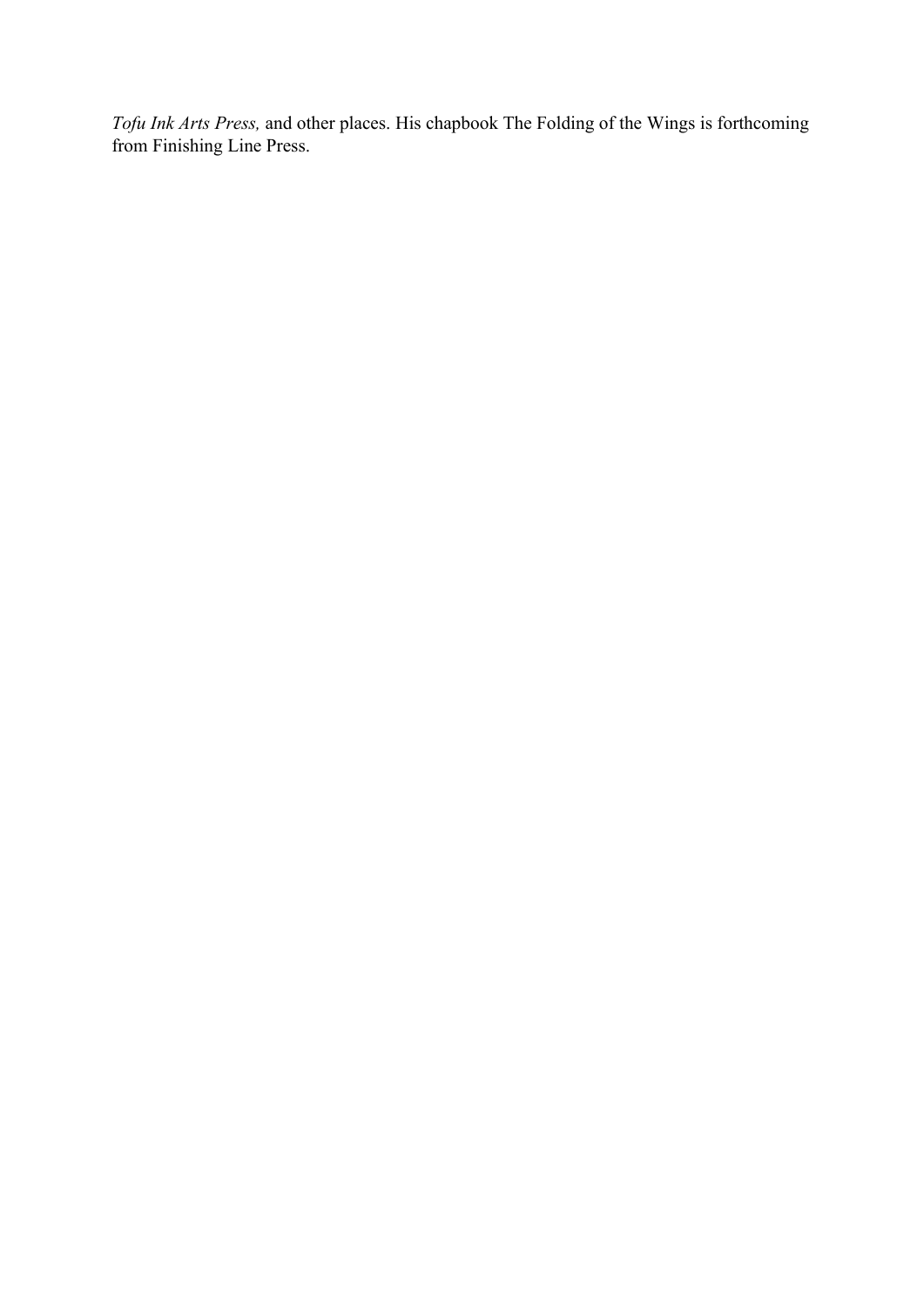*Tofu Ink Arts Press,* and other places. His chapbook The Folding of the Wings is forthcoming from Finishing Line Press.